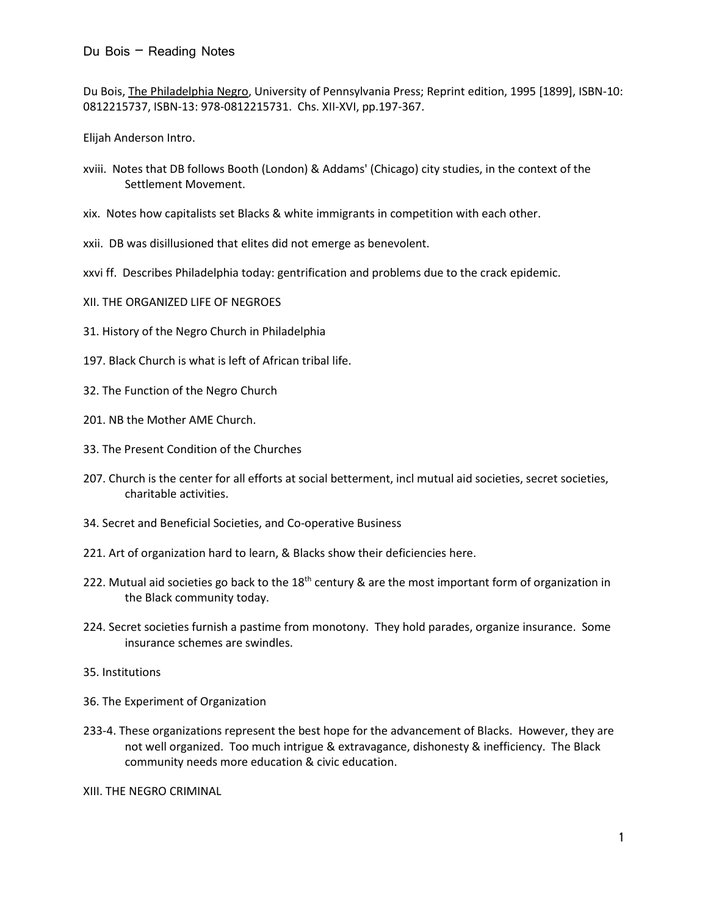# Du Bois – Reading Notes

Du Bois, The Philadelphia Negro, University of Pennsylvania Press; Reprint edition, 1995 [1899], ISBN-10: 0812215737, ISBN-13: 978-0812215731. Chs. XII-XVI, pp.197-367.

Elijah Anderson Intro.

xviii. Notes that DB follows Booth (London) & Addams' (Chicago) city studies, in the context of the Settlement Movement.

xix. Notes how capitalists set Blacks & white immigrants in competition with each other.

xxii. DB was disillusioned that elites did not emerge as benevolent.

xxvi ff. Describes Philadelphia today: gentrification and problems due to the crack epidemic.

XII. THE ORGANIZED LIFE OF NEGROES

31. History of the Negro Church in Philadelphia

197. Black Church is what is left of African tribal life.

32. The Function of the Negro Church

201. NB the Mother AME Church.

33. The Present Condition of the Churches

207. Church is the center for all efforts at social betterment, incl mutual aid societies, secret societies, charitable activities.

34. Secret and Beneficial Societies, and Co-operative Business

221. Art of organization hard to learn, & Blacks show their deficiencies here.

222. Mutual aid societies go back to the 18th century & are the most important form of organization in the Black community today.

224. Secret societies furnish a pastime from monotony. They hold parades, organize insurance. Some insurance schemes are swindles.

35. Institutions

36. The Experiment of Organization

233-4. These organizations represent the best hope for the advancement of Blacks. However, they are not well organized. Too much intrigue & extravagance, dishonesty & inefficiency. The Black community needs more education & civic education.

XIII. THE NEGRO CRIMINAL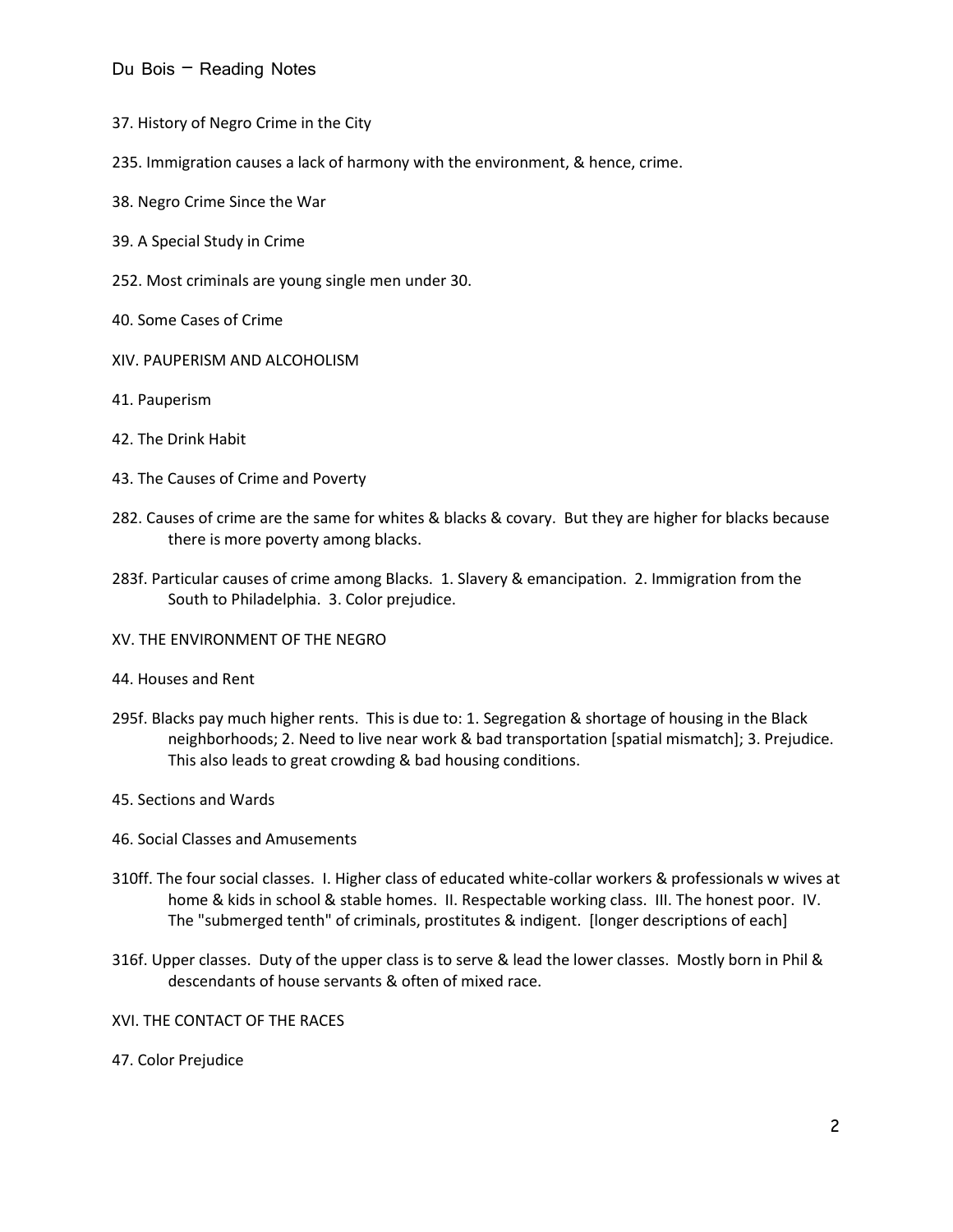37. History of Negro Crime in the City

235. Immigration causes a lack of harmony with the environment, & hence, crime.

38. Negro Crime Since the War

39. A Special Study in Crime

252. Most criminals are young single men under 30.

40. Some Cases of Crime

XIV. PAUPERISM AND ALCOHOLISM

41. Pauperism

42. The Drink Habit

43. The Causes of Crime and Poverty

282. Causes of crime are the same for whites & blacks & covary. But they are higher for blacks because there is more poverty among blacks.

283f. Particular causes of crime among Blacks. 1. Slavery & emancipation. 2. Immigration from the South to Philadelphia. 3. Color prejudice.

XV. THE ENVIRONMENT OF THE NEGRO

44. Houses and Rent

295f. Blacks pay much higher rents. This is due to: 1. Segregation & shortage of housing in the Black neighborhoods; 2. Need to live near work & bad transportation [spatial mismatch]; 3. Prejudice. This also leads to great crowding & bad housing conditions.

45. Sections and Wards

46. Social Classes and Amusements

310ff. The four social classes. I. Higher class of educated white-collar workers & professionals w wives at home & kids in school & stable homes. II. Respectable working class. III. The honest poor. IV. The "submerged tenth" of criminals, prostitutes & indigent. [longer descriptions of each]

316f. Upper classes. Duty of the upper class is to serve & lead the lower classes. Mostly born in Phil & descendants of house servants & often of mixed race.

XVI. THE CONTACT OF THE RACES

47. Color Prejudice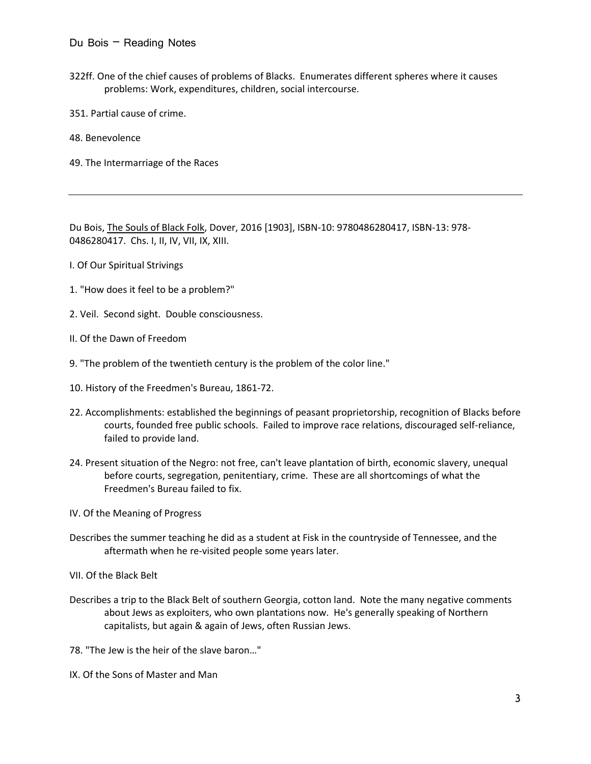322ff. One of the chief causes of problems of Blacks. Enumerates different spheres where it causes problems: Work, expenditures, children, social intercourse.

351. Partial cause of crime.

48. Benevolence

49. The Intermarriage of the Races

---

Du Bois, The Souls of Black Folk, Dover, 2016 [1903], ISBN-10: 9780486280417, ISBN-13: 978-0486280417. Chs. I, II, IV, VII, IX, XIII.

I. Of Our Spiritual Strivings

1. "How does it feel to be a problem?"

2. Veil. Second sight. Double consciousness.

II. Of the Dawn of Freedom

9. "The problem of the twentieth century is the problem of the color line."

10. History of the Freedmen's Bureau, 1861-72.

22. Accomplishments: established the beginnings of peasant proprietorship, recognition of Blacks before courts, founded free public schools. Failed to improve race relations, discouraged self-reliance, failed to provide land.

24. Present situation of the Negro: not free, can't leave plantation of birth, economic slavery, unequal before courts, segregation, penitentiary, crime. These are all shortcomings of what the Freedmen's Bureau failed to fix.

IV. Of the Meaning of Progress

Describes the summer teaching he did as a student at Fisk in the countryside of Tennessee, and the aftermath when he re-visited people some years later.

VII. Of the Black Belt

Describes a trip to the Black Belt of southern Georgia, cotton land. Note the many negative comments about Jews as exploiters, who own plantations now. He's generally speaking of Northern capitalists, but again & again of Jews, often Russian Jews.

78. "The Jew is the heir of the slave baron…"

IX. Of the Sons of Master and Man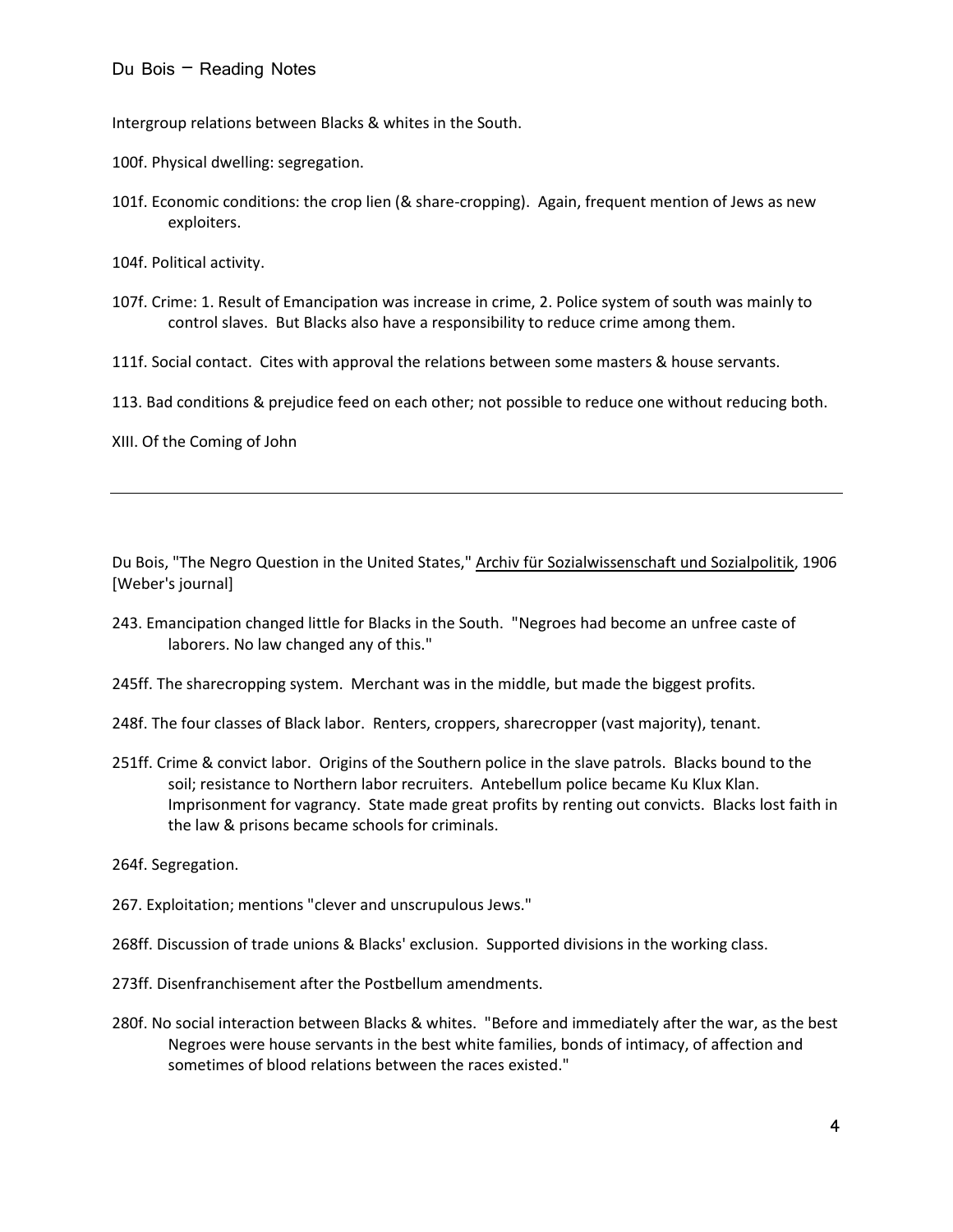Intergroup relations between Blacks & whites in the South.

100f. Physical dwelling: segregation.

101f. Economic conditions: the crop lien (& share-cropping). Again, frequent mention of Jews as new exploiters.

104f. Political activity.

107f. Crime: 1. Result of Emancipation was increase in crime, 2. Police system of south was mainly to control slaves. But Blacks also have a responsibility to reduce crime among them.

111f. Social contact. Cites with approval the relations between some masters & house servants.

113. Bad conditions & prejudice feed on each other; not possible to reduce one without reducing both.

XIII. Of the Coming of John

---

Du Bois, "The Negro Question in the United States," Archiv für Sozialwissenschaft und Sozialpolitik, 1906 [Weber's journal]

243. Emancipation changed little for Blacks in the South. "Negroes had become an unfree caste of laborers. No law changed any of this."

245ff. The sharecropping system. Merchant was in the middle, but made the biggest profits.

248f. The four classes of Black labor. Renters, croppers, sharecropper (vast majority), tenant.

251ff. Crime & convict labor. Origins of the Southern police in the slave patrols. Blacks bound to the soil; resistance to Northern labor recruiters. Antebellum police became Ku Klux Klan. Imprisonment for vagrancy. State made great profits by renting out convicts. Blacks lost faith in the law & prisons became schools for criminals.

264f. Segregation.

267. Exploitation; mentions "clever and unscrupulous Jews."

268ff. Discussion of trade unions & Blacks' exclusion. Supported divisions in the working class.

273ff. Disenfranchisement after the Postbellum amendments.

280f. No social interaction between Blacks & whites. "Before and immediately after the war, as the best Negroes were house servants in the best white families, bonds of intimacy, of affection and sometimes of blood relations between the races existed."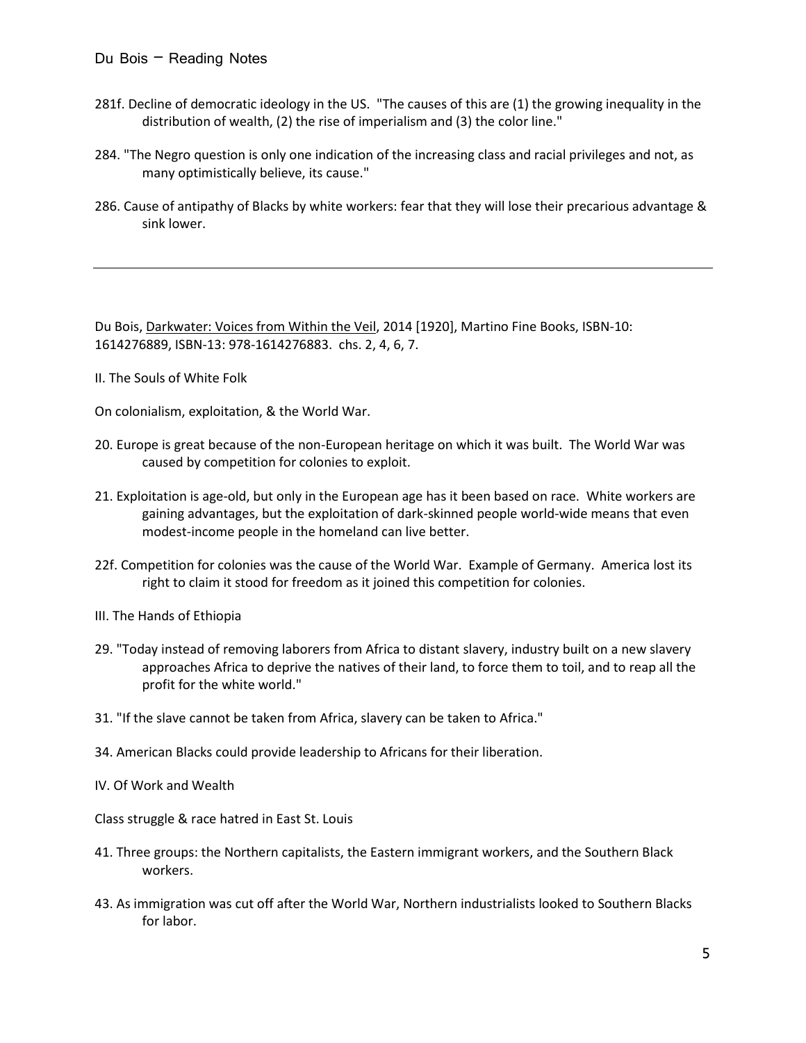281f. Decline of democratic ideology in the US. "The causes of this are (1) the growing inequality in the distribution of wealth, (2) the rise of imperialism and (3) the color line."

284. "The Negro question is only one indication of the increasing class and racial privileges and not, as many optimistically believe, its cause."

286. Cause of antipathy of Blacks by white workers: fear that they will lose their precarious advantage & sink lower.

---

Du Bois, Darkwater: Voices from Within the Veil, 2014 [1920], Martino Fine Books, ISBN-10: 1614276889, ISBN-13: 978-1614276883. chs. 2, 4, 6, 7.

II. The Souls of White Folk

On colonialism, exploitation, & the World War.

20. Europe is great because of the non-European heritage on which it was built. The World War was caused by competition for colonies to exploit.

21. Exploitation is age-old, but only in the European age has it been based on race. White workers are gaining advantages, but the exploitation of dark-skinned people world-wide means that even modest-income people in the homeland can live better.

22f. Competition for colonies was the cause of the World War. Example of Germany. America lost its right to claim it stood for freedom as it joined this competition for colonies.

III. The Hands of Ethiopia

29. "Today instead of removing laborers from Africa to distant slavery, industry built on a new slavery approaches Africa to deprive the natives of their land, to force them to toil, and to reap all the profit for the white world."

31. "If the slave cannot be taken from Africa, slavery can be taken to Africa."

34. American Blacks could provide leadership to Africans for their liberation.

IV. Of Work and Wealth

Class struggle & race hatred in East St. Louis

41. Three groups: the Northern capitalists, the Eastern immigrant workers, and the Southern Black workers.

43. As immigration was cut off after the World War, Northern industrialists looked to Southern Blacks for labor.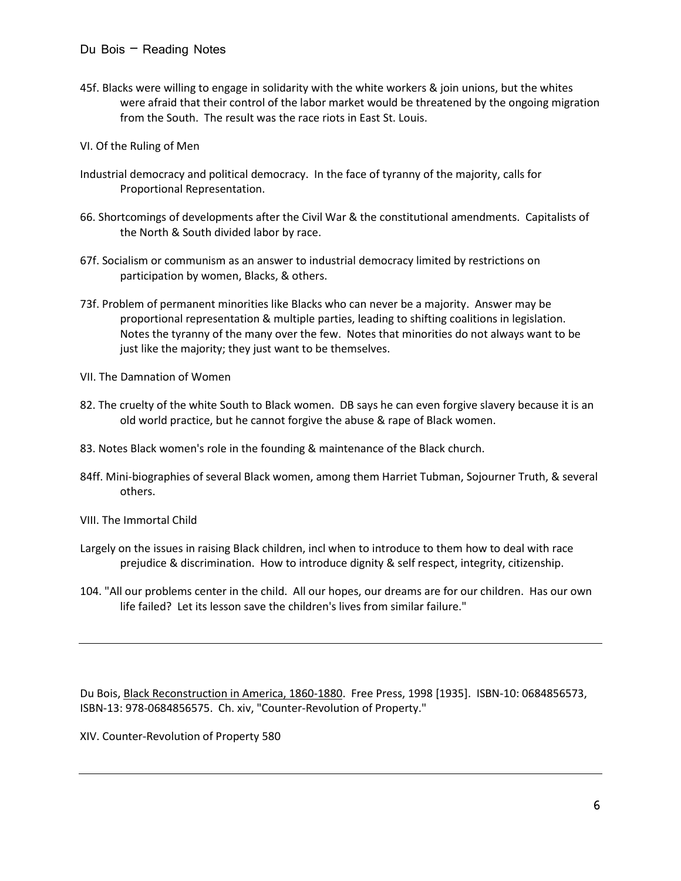45f. Blacks were willing to engage in solidarity with the white workers & join unions, but the whites were afraid that their control of the labor market would be threatened by the ongoing migration from the South. The result was the race riots in East St. Louis.

VI. Of the Ruling of Men

Industrial democracy and political democracy. In the face of tyranny of the majority, calls for Proportional Representation.

66. Shortcomings of developments after the Civil War & the constitutional amendments. Capitalists of the North & South divided labor by race.

67f. Socialism or communism as an answer to industrial democracy limited by restrictions on participation by women, Blacks, & others.

73f. Problem of permanent minorities like Blacks who can never be a majority. Answer may be proportional representation & multiple parties, leading to shifting coalitions in legislation. Notes the tyranny of the many over the few. Notes that minorities do not always want to be just like the majority; they just want to be themselves.

VII. The Damnation of Women

82. The cruelty of the white South to Black women. DB says he can even forgive slavery because it is an old world practice, but he cannot forgive the abuse & rape of Black women.

83. Notes Black women's role in the founding & maintenance of the Black church.

84ff. Mini-biographies of several Black women, among them Harriet Tubman, Sojourner Truth, & several others.

VIII. The Immortal Child

Largely on the issues in raising Black children, incl when to introduce to them how to deal with race prejudice & discrimination. How to introduce dignity & self respect, integrity, citizenship.

104. "All our problems center in the child. All our hopes, our dreams are for our children. Has our own life failed? Let its lesson save the children's lives from similar failure."

---

Du Bois, Black Reconstruction in America, 1860-1880. Free Press, 1998 [1935]. ISBN-10: 0684856573, ISBN-13: 978-0684856575. Ch. xiv, "Counter-Revolution of Property."

XIV. Counter-Revolution of Property 580

---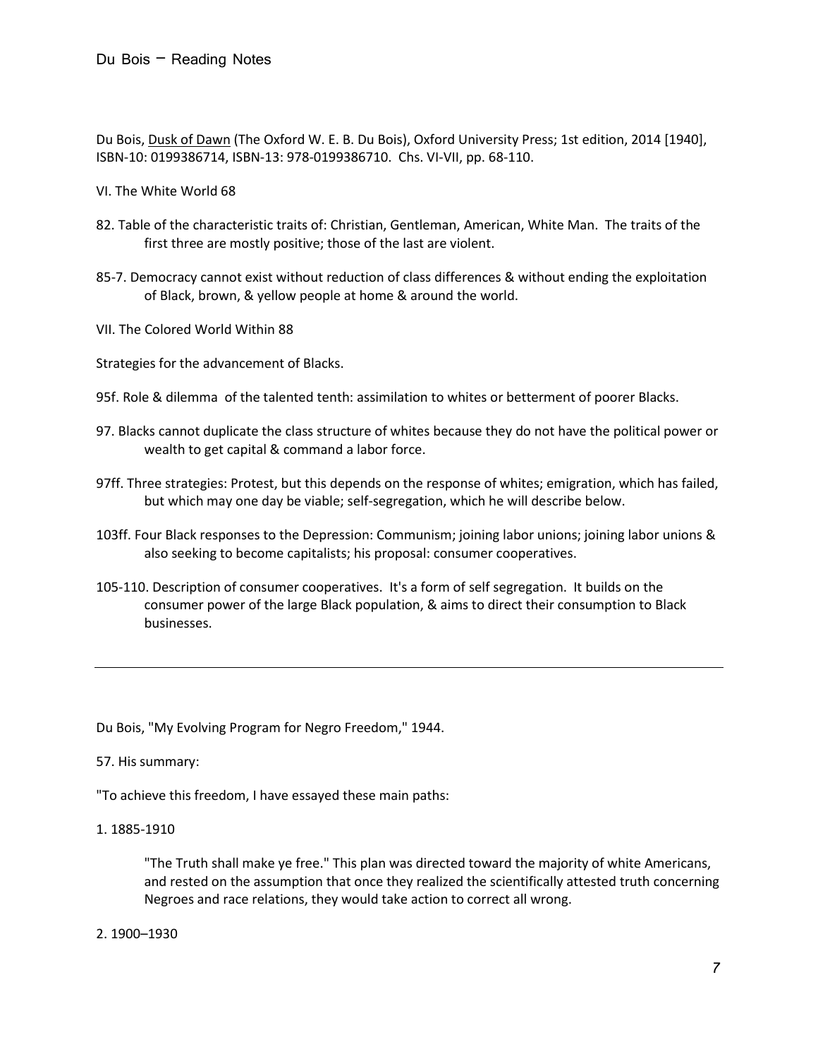Du Bois, Dusk of Dawn (The Oxford W. E. B. Du Bois), Oxford University Press; 1st edition, 2014 [1940], ISBN-10: 0199386714, ISBN-13: 978-0199386710. Chs. VI-VII, pp. 68-110.

VI. The White World 68

82. Table of the characteristic traits of: Christian, Gentleman, American, White Man. The traits of the first three are mostly positive; those of the last are violent.

85-7. Democracy cannot exist without reduction of class differences & without ending the exploitation of Black, brown, & yellow people at home & around the world.

VII. The Colored World Within 88

Strategies for the advancement of Blacks.

95f. Role & dilemma of the talented tenth: assimilation to whites or betterment of poorer Blacks.

97. Blacks cannot duplicate the class structure of whites because they do not have the political power or wealth to get capital & command a labor force.

97ff. Three strategies: Protest, but this depends on the response of whites; emigration, which has failed, but which may one day be viable; self-segregation, which he will describe below.

103ff. Four Black responses to the Depression: Communism; joining labor unions; joining labor unions & also seeking to become capitalists; his proposal: consumer cooperatives.

105-110. Description of consumer cooperatives. It's a form of self segregation. It builds on the consumer power of the large Black population, & aims to direct their consumption to Black businesses.

---

Du Bois, "My Evolving Program for Negro Freedom," 1944.

57. His summary:

"To achieve this freedom, I have essayed these main paths:

1. 1885-1910

> "The Truth shall make ye free." This plan was directed toward the majority of white Americans, and rested on the assumption that once they realized the scientifically attested truth concerning Negroes and race relations, they would take action to correct all wrong.

2. 1900–1930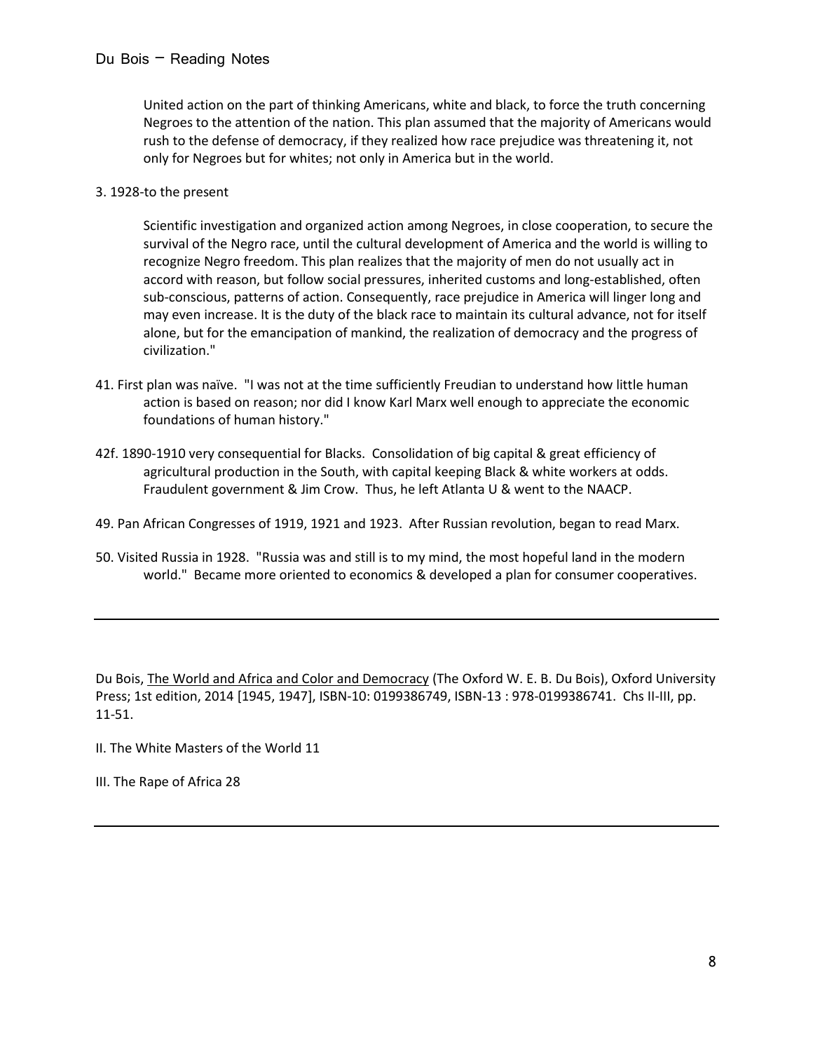United action on the part of thinking Americans, white and black, to force the truth concerning Negroes to the attention of the nation. This plan assumed that the majority of Americans would rush to the defense of democracy, if they realized how race prejudice was threatening it, not only for Negroes but for whites; not only in America but in the world.

3. 1928-to the present

> Scientific investigation and organized action among Negroes, in close cooperation, to secure the survival of the Negro race, until the cultural development of America and the world is willing to recognize Negro freedom. This plan realizes that the majority of men do not usually act in accord with reason, but follow social pressures, inherited customs and long-established, often sub-conscious, patterns of action. Consequently, race prejudice in America will linger long and may even increase. It is the duty of the black race to maintain its cultural advance, not for itself alone, but for the emancipation of mankind, the realization of democracy and the progress of civilization."

41. First plan was naïve. "I was not at the time sufficiently Freudian to understand how little human action is based on reason; nor did I know Karl Marx well enough to appreciate the economic foundations of human history."

42f. 1890-1910 very consequential for Blacks. Consolidation of big capital & great efficiency of agricultural production in the South, with capital keeping Black & white workers at odds. Fraudulent government & Jim Crow. Thus, he left Atlanta U & went to the NAACP.

49. Pan African Congresses of 1919, 1921 and 1923. After Russian revolution, began to read Marx.

50. Visited Russia in 1928. "Russia was and still is to my mind, the most hopeful land in the modern world." Became more oriented to economics & developed a plan for consumer cooperatives.

---

Du Bois, The World and Africa and Color and Democracy (The Oxford W. E. B. Du Bois), Oxford University Press; 1st edition, 2014 [1945, 1947], ISBN-10: 0199386749, ISBN-13 : 978-0199386741. Chs II-III, pp. 11-51.

II. The White Masters of the World 11

III. The Rape of Africa 28

---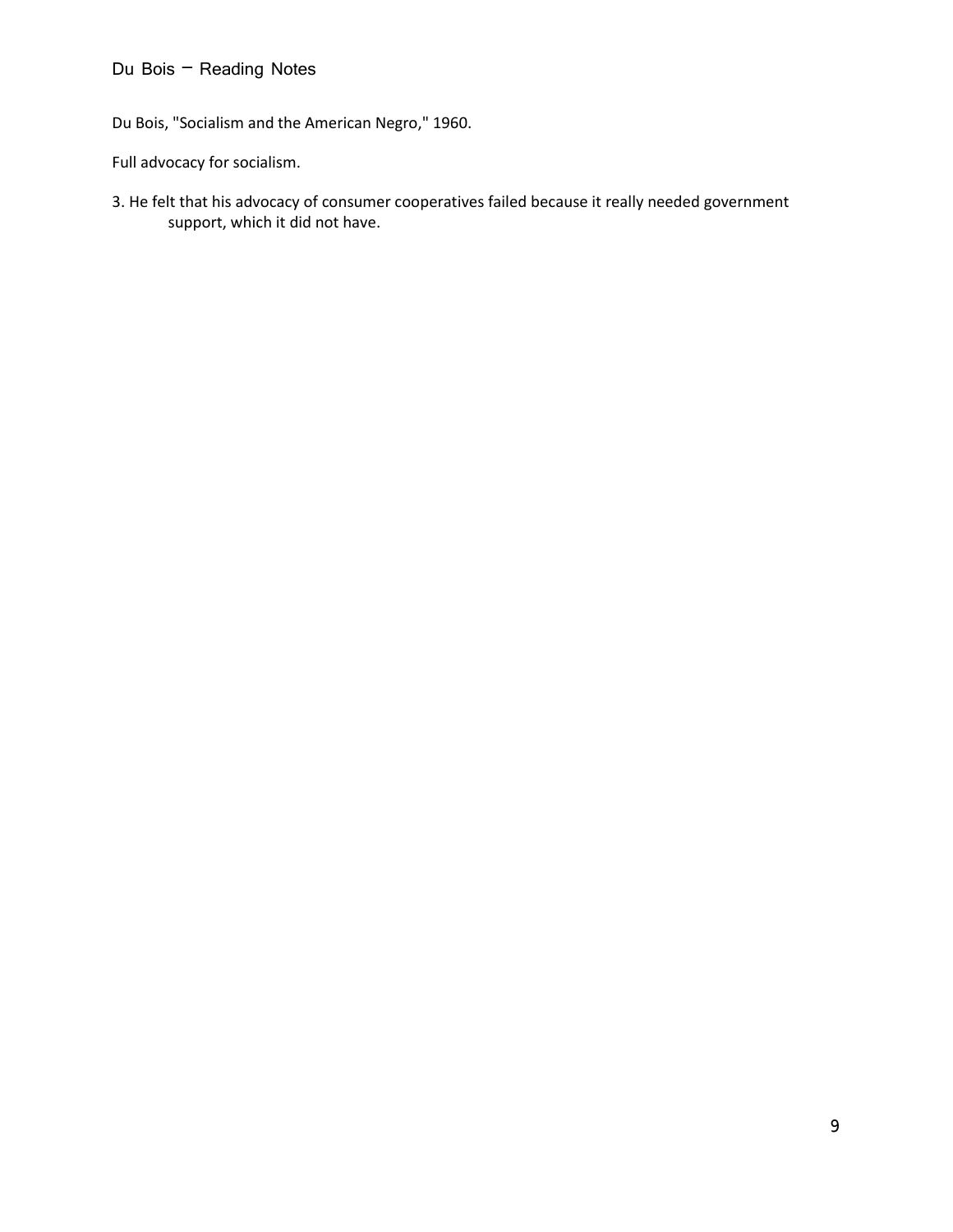Du Bois, "Socialism and the American Negro," 1960.

Full advocacy for socialism.

3. He felt that his advocacy of consumer cooperatives failed because it really needed government support, which it did not have.